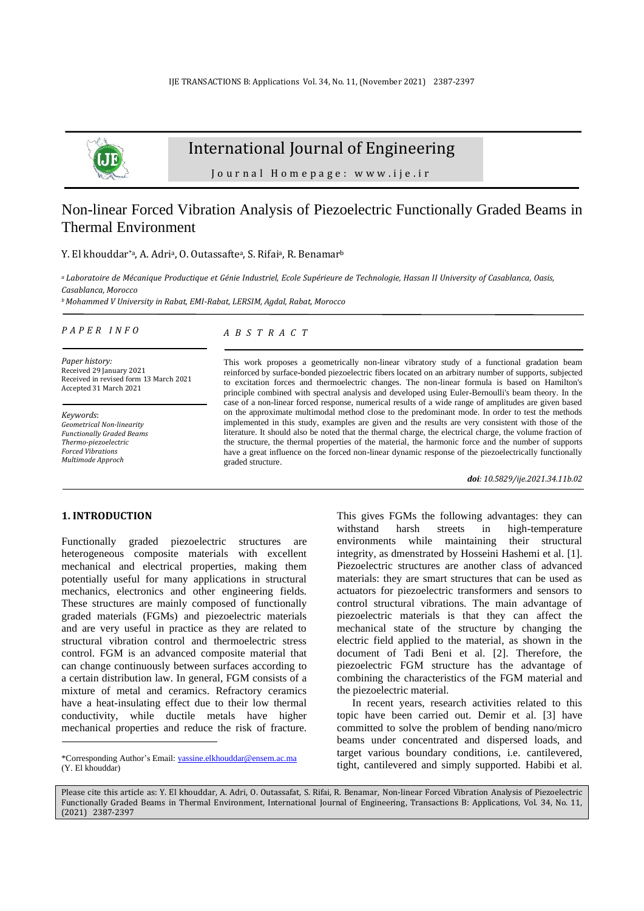# International Journal of Engineering

Journal Homepage: www.ije.ir

## Non-linear Forced Vibration Analysis of Piezoelectric Functionally Graded Beams in Thermal Environment

Y. El khouddar[*a], A. Adri[a], O. Outassafte[a], S. Rifai[a], R. Benamar[b]

[a] *Laboratoire de Mécanique Productique et Génie Industriel, Ecole Supérieure de Technologie, Hassan II University of Casablanca, Oasis, Casablanca, Morocco*

[b] *Mohammed V University in Rabat, EMI-Rabat, LERSIM, Agdal, Rabat, Morocco*

*PAPER INFO*

*Paper history:*
Received 29 January 2021
Received in revised form 13 March 2021
Accepted 31 March 2021

*Keywords*:
*Geometrical Non-linearity*
*Functionally Graded Beams*
*Thermo-piezoelectric*
*Forced Vibrations*
*Multimode Approch*

*ABSTRACT*

This work proposes a geometrically non-linear vibratory study of a functional gradation beam reinforced by surface-bonded piezoelectric fibers located on an arbitrary number of supports, subjected to excitation forces and thermoelectric changes. The non-linear formula is based on Hamilton's principle combined with spectral analysis and developed using Euler-Bernoulli's beam theory. In the case of a non-linear forced response, numerical results of a wide range of amplitudes are given based on the approximate multimodal method close to the predominant mode. In order to test the methods implemented in this study, examples are given and the results are very consistent with those of the literature. It should also be noted that the thermal charge, the electrical charge, the volume fraction of the structure, the thermal properties of the material, the harmonic force and the number of supports have a great influence on the forced non-linear dynamic response of the piezoelectrically functionally graded structure.

***doi**: 10.5829/ije.2021.34.11b.02*

### 1. INTRODUCTION

Functionally graded piezoelectric structures are heterogeneous composite materials with excellent mechanical and electrical properties, making them potentially useful for many applications in structural mechanics, electronics and other engineering fields. These structures are mainly composed of functionally graded materials (FGMs) and piezoelectric materials and are very useful in practice as they are related to structural vibration control and thermoelectric stress control. FGM is an advanced composite material that can change continuously between surfaces according to a certain distribution law. In general, FGM consists of a mixture of metal and ceramics. Refractory ceramics have a heat-insulating effect due to their low thermal conductivity, while ductile metals have higher mechanical properties and reduce the risk of fracture. This gives FGMs the following advantages: they can withstand harsh streets in high-temperature environments while maintaining their structural integrity, as dmenstrated by Hosseini Hashemi et al. [1]. Piezoelectric structures are another class of advanced materials: they are smart structures that can be used as actuators for piezoelectric transformers and sensors to control structural vibrations. The main advantage of piezoelectric materials is that they can affect the mechanical state of the structure by changing the electric field applied to the material, as shown in the document of Tadi Beni et al. [2]. Therefore, the piezoelectric FGM structure has the advantage of combining the characteristics of the FGM material and the piezoelectric material.

In recent years, research activities related to this topic have been carried out. Demir et al. [3] have committed to solve the problem of bending nano/micro beams under concentrated and dispersed loads, and target various boundary conditions, i.e. cantilevered, tight, cantilevered and simply supported. Habibi et al.

*Corresponding Author's Email: yassine.elkhouddar@ensem.ac.ma (Y. El khouddar)

Please cite this article as: Y. El khouddar, A. Adri, O. Outassafat, S. Rifai, R. Benamar, Non-linear Forced Vibration Analysis of Piezoelectric Functionally Graded Beams in Thermal Environment, International Journal of Engineering, Transactions B: Applications, Vol. 34, No. 11, (2021) 2387-2397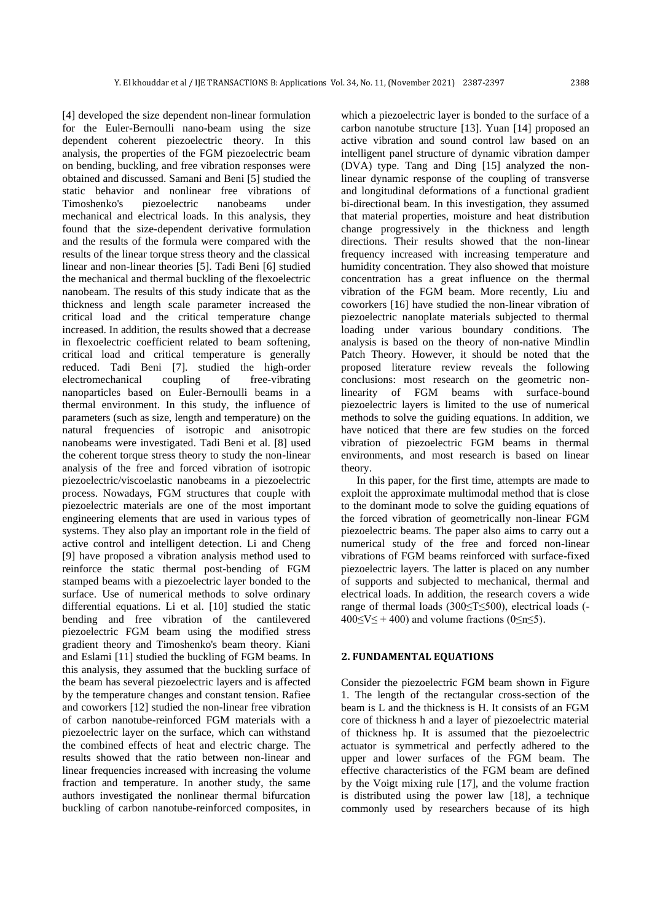[4] developed the size dependent non-linear formulation for the Euler-Bernoulli nano-beam using the size dependent coherent piezoelectric theory. In this analysis, the properties of the FGM piezoelectric beam on bending, buckling, and free vibration responses were obtained and discussed. Samani and Beni [5] studied the static behavior and nonlinear free vibrations of Timoshenko's piezoelectric nanobeams under mechanical and electrical loads. In this analysis, they found that the size-dependent derivative formulation and the results of the formula were compared with the results of the linear torque stress theory and the classical linear and non-linear theories [5]. Tadi Beni [6] studied the mechanical and thermal buckling of the flexoelectric nanobeam. The results of this study indicate that as the thickness and length scale parameter increased the critical load and the critical temperature change increased. In addition, the results showed that a decrease in flexoelectric coefficient related to beam softening, critical load and critical temperature is generally reduced. Tadi Beni [7]. studied the high-order electromechanical coupling of free-vibrating nanoparticles based on Euler-Bernoulli beams in a thermal environment. In this study, the influence of parameters (such as size, length and temperature) on the natural frequencies of isotropic and anisotropic nanobeams were investigated. Tadi Beni et al. [8] used the coherent torque stress theory to study the non-linear analysis of the free and forced vibration of isotropic piezoelectric/viscoelastic nanobeams in a piezoelectric process. Nowadays, FGM structures that couple with piezoelectric materials are one of the most important engineering elements that are used in various types of systems. They also play an important role in the field of active control and intelligent detection. Li and Cheng [9] have proposed a vibration analysis method used to reinforce the static thermal post-bending of FGM stamped beams with a piezoelectric layer bonded to the surface. Use of numerical methods to solve ordinary differential equations. Li et al. [10] studied the static bending and free vibration of the cantilevered piezoelectric FGM beam using the modified stress gradient theory and Timoshenko's beam theory. Kiani and Eslami [11] studied the buckling of FGM beams. In this analysis, they assumed that the buckling surface of the beam has several piezoelectric layers and is affected by the temperature changes and constant tension. Rafiee and coworkers [12] studied the non-linear free vibration of carbon nanotube-reinforced FGM materials with a piezoelectric layer on the surface, which can withstand the combined effects of heat and electric charge. The results showed that the ratio between non-linear and linear frequencies increased with increasing the volume fraction and temperature. In another study, the same authors investigated the nonlinear thermal bifurcation buckling of carbon nanotube-reinforced composites, in which a piezoelectric layer is bonded to the surface of a carbon nanotube structure [13]. Yuan [14] proposed an active vibration and sound control law based on an intelligent panel structure of dynamic vibration damper (DVA) type. Tang and Ding [15] analyzed the non-linear dynamic response of the coupling of transverse and longitudinal deformations of a functional gradient bi-directional beam. In this investigation, they assumed that material properties, moisture and heat distribution change progressively in the thickness and length directions. Their results showed that the non-linear frequency increased with increasing temperature and humidity concentration. They also showed that moisture concentration has a great influence on the thermal vibration of the FGM beam. More recently, Liu and coworkers [16] have studied the non-linear vibration of piezoelectric nanoplate materials subjected to thermal loading under various boundary conditions. The analysis is based on the theory of non-native Mindlin Patch Theory. However, it should be noted that the proposed literature review reveals the following conclusions: most research on the geometric non-linearity of FGM beams with surface-bound piezoelectric layers is limited to the use of numerical methods to solve the guiding equations. In addition, we have noticed that there are few studies on the forced vibration of piezoelectric FGM beams in thermal environments, and most research is based on linear theory.

In this paper, for the first time, attempts are made to exploit the approximate multimodal method that is close to the dominant mode to solve the guiding equations of the forced vibration of geometrically non-linear FGM piezoelectric beams. The paper also aims to carry out a numerical study of the free and forced non-linear vibrations of FGM beams reinforced with surface-fixed piezoelectric layers. The latter is placed on any number of supports and subjected to mechanical, thermal and electrical loads. In addition, the research covers a wide range of thermal loads ($300 \leq T \leq 500$), electrical loads ($-400 \leq V \leq +400$) and volume fractions ($0 \leq n \leq 5$).

## 2. FUNDAMENTAL EQUATIONS

Consider the piezoelectric FGM beam shown in Figure 1. The length of the rectangular cross-section of the beam is L and the thickness is H. It consists of an FGM core of thickness h and a layer of piezoelectric material of thickness hp. It is assumed that the piezoelectric actuator is symmetrical and perfectly adhered to the upper and lower surfaces of the FGM beam. The effective characteristics of the FGM beam are defined by the Voigt mixing rule [17], and the volume fraction is distributed using the power law [18], a technique commonly used by researchers because of its high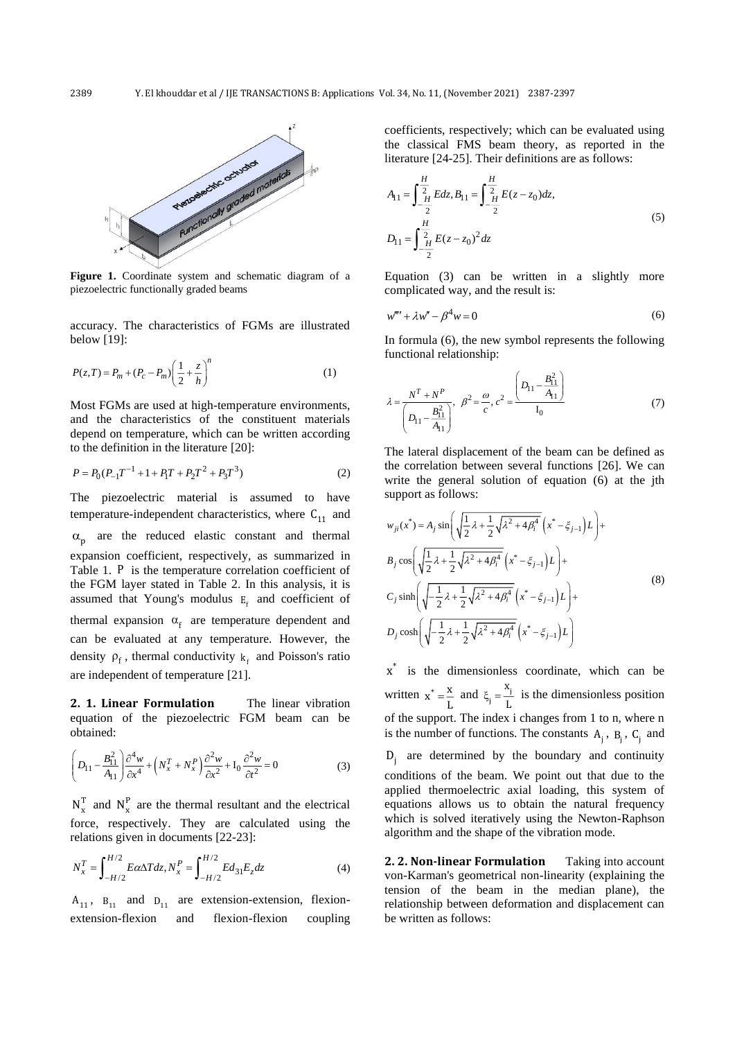**Figure 1.** Coordinate system and schematic diagram of a piezoelectric functionally graded beams

accuracy. The characteristics of FGMs are illustrated below [19]:

$$P(z,T) = P_m + (P_c - P_m)\left(\frac{1}{2} + \frac{z}{h}\right)^n \tag{1}$$

Most FGMs are used at high-temperature environments, and the characteristics of the constituent materials depend on temperature, which can be written according to the definition in the literature [20]:

$$P = P_0(P_{-1}T^{-1} + 1 + P_1T + P_2T^2 + P_3T^3) \tag{2}$$

The piezoelectric material is assumed to have temperature-independent characteristics, where $C_{11}$ and $\alpha_p$ are the reduced elastic constant and thermal expansion coefficient, respectively, as summarized in Table 1. $P$ is the temperature correlation coefficient of the FGM layer stated in Table 2. In this analysis, it is assumed that Young's modulus $E_f$ and coefficient of thermal expansion $\alpha_f$ are temperature dependent and can be evaluated at any temperature. However, the density $\rho_f$, thermal conductivity $k_f$ and Poisson's ratio are independent of temperature [21].

**2. 1. Linear Formulation** The linear vibration equation of the piezoelectric FGM beam can be obtained:

$$\left(D_{11} - \frac{B_{11}^2}{A_{11}}\right)\frac{\partial^4 w}{\partial x^4} + \left(N_x^T + N_x^P\right)\frac{\partial^2 w}{\partial x^2} + I_0\frac{\partial^2 w}{\partial t^2} = 0 \tag{3}$$

$N_x^T$ and $N_x^P$ are the thermal resultant and the electrical force, respectively. They are calculated using the relations given in documents [22-23]:

$$N_x^T = \int_{-H/2}^{H/2} E\alpha\Delta T dz, N_x^P = \int_{-H/2}^{H/2} Ed_{31}E_z dz \tag{4}$$

$A_{11}$, $B_{11}$ and $D_{11}$ are extension-extension, flexion-extension-flexion and flexion-flexion coupling coefficients, respectively; which can be evaluated using the classical FMS beam theory, as reported in the literature [24-25]. Their definitions are as follows:

$$A_{11} = \int_{-\frac{H}{2}}^{\frac{H}{2}} Edz, B_{11} = \int_{-\frac{H}{2}}^{\frac{H}{2}} E(z - z_0)dz,$$
$$D_{11} = \int_{-\frac{H}{2}}^{\frac{H}{2}} E(z - z_0)^2 dz \tag{5}$$

Equation (3) can be written in a slightly more complicated way, and the result is:

$$w'''' + \lambda w'' - \beta^4 w = 0 \tag{6}$$

In formula (6), the new symbol represents the following functional relationship:

$$\lambda = \frac{N^T + N^P}{\left(D_{11} - \frac{B_{11}^2}{A_{11}}\right)}, \ \beta^2 = \frac{\omega}{c}, c^2 = \frac{\left(D_{11} - \frac{B_{11}^2}{A_{11}}\right)}{I_0} \tag{7}$$

The lateral displacement of the beam can be defined as the correlation between several functions [26]. We can write the general solution of equation (6) at the jth support as follows:

$$\begin{aligned}
w_{ji}(x^*) = {} & A_j \sin\left(\sqrt{\frac{1}{2}\lambda + \frac{1}{2}\sqrt{\lambda^2 + 4\beta_i^4}}\left(x^* - \xi_{j-1}\right)L\right) + \\
& B_j \cos\left(\sqrt{\frac{1}{2}\lambda + \frac{1}{2}\sqrt{\lambda^2 + 4\beta_i^4}}\left(x^* - \xi_{j-1}\right)L\right) + \\
& C_j \sinh\left(\sqrt{-\frac{1}{2}\lambda + \frac{1}{2}\sqrt{\lambda^2 + 4\beta_i^4}}\left(x^* - \xi_{j-1}\right)L\right) + \\
& D_j \cosh\left(\sqrt{-\frac{1}{2}\lambda + \frac{1}{2}\sqrt{\lambda^2 + 4\beta_i^4}}\left(x^* - \xi_{j-1}\right)L\right)
\end{aligned} \tag{8}$$

$x^*$ is the dimensionless coordinate, which can be written $x^* = \frac{x}{L}$ and $\xi_j = \frac{x_j}{L}$ is the dimensionless position of the support. The index i changes from 1 to n, where n is the number of functions. The constants $A_j$, $B_j$, $C_j$ and $D_j$ are determined by the boundary and continuity conditions of the beam. We point out that due to the applied thermoelectric axial loading, this system of equations allows us to obtain the natural frequency which is solved iteratively using the Newton-Raphson algorithm and the shape of the vibration mode.

**2. 2. Non-linear Formulation** Taking into account von-Karman's geometrical non-linearity (explaining the tension of the beam in the median plane), the relationship between deformation and displacement can be written as follows: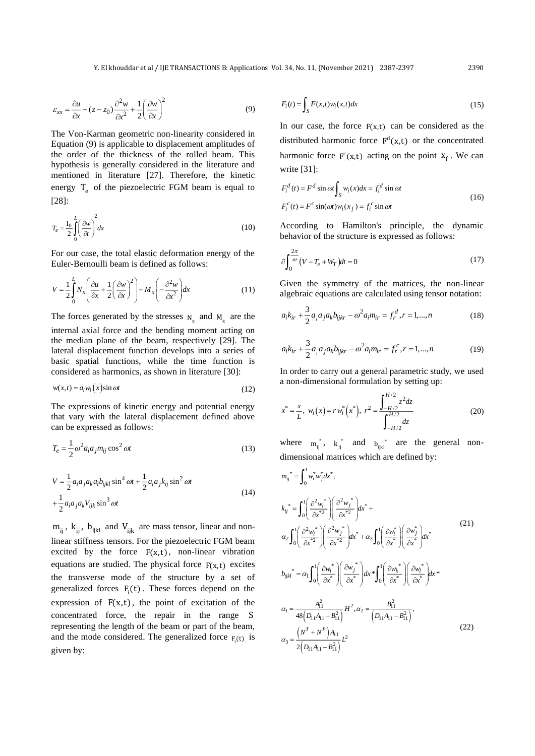$$\varepsilon_{xx} = \frac{\partial u}{\partial x} - (z - z_0)\frac{\partial^2 w}{\partial x^2} + \frac{1}{2}\left(\frac{\partial w}{\partial x}\right)^2 \tag{9}$$

The Von-Karman geometric non-linearity considered in Equation (9) is applicable to displacement amplitudes of the order of the thickness of the rolled beam. This hypothesis is generally considered in the literature and mentioned in literature [27]. Therefore, the kinetic energy $T_e$ of the piezoelectric FGM beam is equal to [28]:

$$T_e = \frac{I_0}{2}\int_0^L \left(\frac{\partial w}{\partial t}\right)^2 dx \tag{10}$$

For our case, the total elastic deformation energy of the Euler-Bernoulli beam is defined as follows:

$$V = \frac{1}{2}\int_0^L N_x\left(\frac{\partial u}{\partial x} + \frac{1}{2}\left(\frac{\partial w}{\partial x}\right)^2\right) + M_x\left(-\frac{\partial^2 w}{\partial x^2}\right)dx \tag{11}$$

The forces generated by the stresses $N_x$ and $M_x$ are the internal axial force and the bending moment acting on the median plane of the beam, respectively [29]. The lateral displacement function develops into a series of basic spatial functions, while the time function is considered as harmonics, as shown in literature [30]:

$$w(x,t) = a_i w_i(x)\sin\omega t \tag{12}$$

The expressions of kinetic energy and potential energy that vary with the lateral displacement defined above can be expressed as follows:

$$T_e = \frac{1}{2}\omega^2 a_i a_j m_{ij}\cos^2\omega t \tag{13}$$

$$V = \frac{1}{2}a_i a_j a_k a_l b_{ijkl}\sin^4\omega t + \frac{1}{2}a_i a_j k_{ij}\sin^2\omega t + \frac{1}{2}a_i a_j a_k V_{ijk}\sin^3\omega t \tag{14}$$

$m_{ij}$, $k_{ij}$, $b_{ijkl}$ and $V_{ijk}$ are mass tensor, linear and non-linear stiffness tensors. For the piezoelectric FGM beam excited by the force $F(x,t)$, non-linear vibration equations are studied. The physical force $F(x,t)$ excites the transverse mode of the structure by a set of generalized forces $F_i(t)$. These forces depend on the expression of $F(x,t)$, the point of excitation of the concentrated force, the repair in the range $S$ representing the length of the beam or part of the beam, and the mode considered. The generalized force $F_i(t)$ is given by:

$$F_i(t) = \int_S F(x,t)w_i(x,t)dx \tag{15}$$

In our case, the force $F(x,t)$ can be considered as the distributed harmonic force $F^d(x,t)$ or the concentrated harmonic force $F^c(x,t)$ acting on the point $x_f$. We can write [31]:

$$F_i^d(t) = F^d\sin\omega t\int_S w_i(x)dx = f_i^d\sin\omega t$$
$$F_i^c(t) = F^c\sin(\omega t)w_i(x_f) = f_i^c\sin\omega t \tag{16}$$

According to Hamilton's principle, the dynamic behavior of the structure is expressed as follows:

$$\partial\int_0^{\frac{2\pi}{\omega}}\left(V - T_e + W_T\right)dt = 0 \tag{17}$$

Given the symmetry of the matrices, the non-linear algebraic equations are calculated using tensor notation:

$$a_i k_{ir} + \frac{3}{2}a_i a_j a_k b_{ijkr} - \omega^2 a_i m_{ir} = f_r^d, r = 1,...,n \tag{18}$$

$$a_i k_{ir} + \frac{3}{2}a_i a_j a_k b_{ijkr} - \omega^2 a_i m_{ir} = f_r^c, r = 1,...,n \tag{19}$$

In order to carry out a general parametric study, we used a non-dimensional formulation by setting up:

$$x^* = \frac{x}{L},\ w_i(x) = r w_i^*(x^*),\ r^2 = \frac{\int_{-H/2}^{H/2} z^2 dz}{\int_{-H/2}^{H/2} dz} \tag{20}$$

where $m_{ij}^*$, $k_{ij}^*$ and $b_{ijkl}^*$ are the general non-dimensional matrices which are defined by:

$$m_{ij}^* = \int_0^1 w_i^* w_j^* dx^*,$$

$$k_{ij}^* = \int_0^1\left(\frac{\partial^2 w_i^*}{\partial x^{*2}}\right)\left(\frac{\partial^2 w_j^*}{\partial x^{*2}}\right)dx^* + \alpha_2\int_0^1\left(\frac{\partial^2 w_i^*}{\partial x^{*2}}\right)\left(\frac{\partial^2 w_j^*}{\partial x^{*2}}\right)dx^* + \alpha_3\int_0^1\left(\frac{\partial w_i^*}{\partial x^*}\right)\left(\frac{\partial w_j^*}{\partial x^*}\right)dx^* \tag{21}$$

$$b_{ijkl}^* = \alpha_1\int_0^1\left(\frac{\partial w_i^*}{\partial x^*}\right)\left(\frac{\partial w_j^*}{\partial x^*}\right)dx^*\int_0^1\left(\frac{\partial w_k^*}{\partial x^*}\right)\left(\frac{\partial w_l^*}{\partial x^*}\right)dx^*$$

$$\alpha_1 = \frac{A_{11}^2}{48\left(D_{11}A_{11} - B_{11}^2\right)}H^2,\ \alpha_2 = \frac{B_{11}^2}{\left(D_{11}A_{11} - B_{11}^2\right)},$$
$$\alpha_3 = \frac{\left(N^T + N^P\right)A_{11}}{2\left(D_{11}A_{11} - B_{11}^2\right)}L^2 \tag{22}$$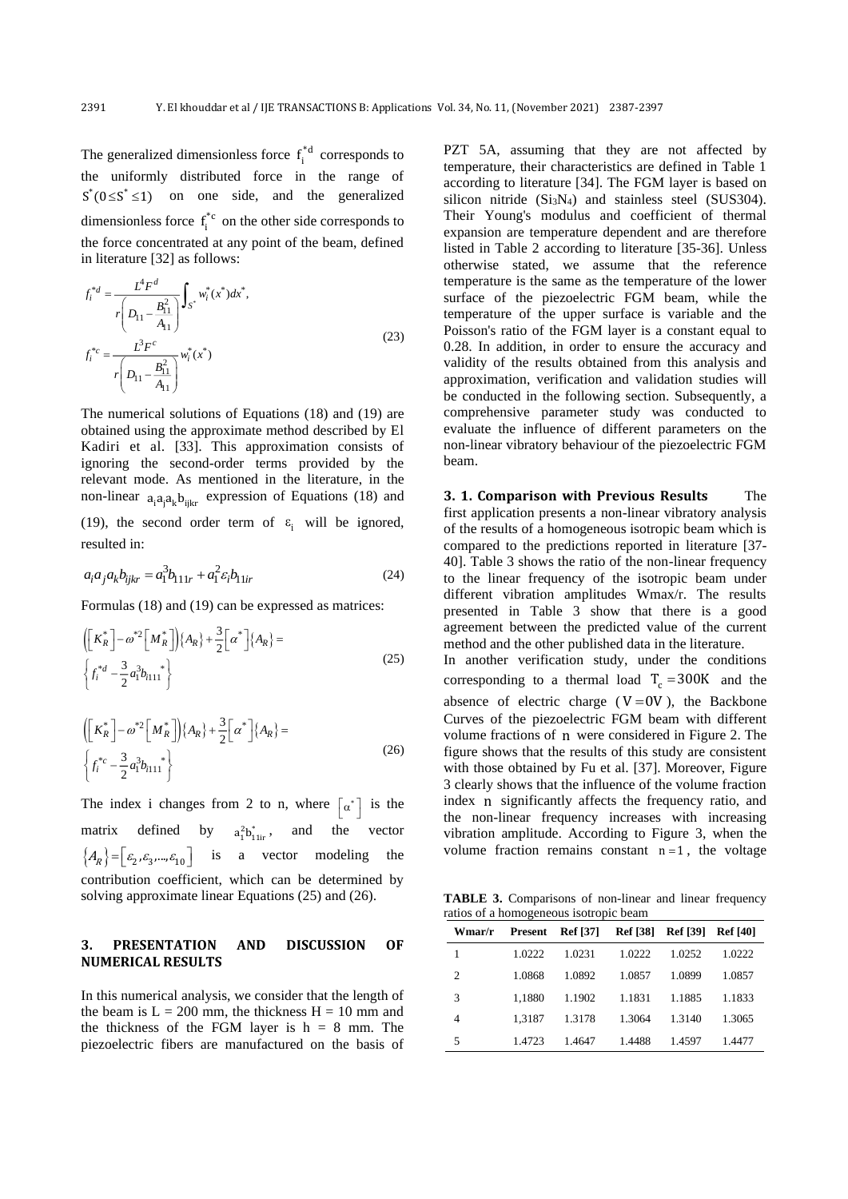The generalized dimensionless force $f_i^{*d}$ corresponds to the uniformly distributed force in the range of $S^*(0 \le S^* \le 1)$ on one side, and the generalized dimensionless force $f_i^{*c}$ on the other side corresponds to the force concentrated at any point of the beam, defined in literature [32] as follows:

$$
\begin{aligned}
f_i^{*d} &= \frac{L^4 F^d}{r\left(D_{11} - \dfrac{B_{11}^2}{A_{11}}\right)} \int_{S^*} w_i^*(x^*) dx^*, \\
f_i^{*c} &= \frac{L^3 F^c}{r\left(D_{11} - \dfrac{B_{11}^2}{A_{11}}\right)} w_i^*(x^*)
\end{aligned}
\tag{23}
$$

The numerical solutions of Equations (18) and (19) are obtained using the approximate method described by El Kadiri et al. [33]. This approximation consists of ignoring the second-order terms provided by the relevant mode. As mentioned in the literature, in the non-linear $a_i a_j a_k b_{ijkr}$ expression of Equations (18) and (19), the second order term of $\varepsilon_i$ will be ignored, resulted in:

$$
a_i a_j a_k b_{ijkr} = a_1^3 b_{111r} + a_1^2 \varepsilon_i b_{11ir}
\tag{24}
$$

Formulas (18) and (19) can be expressed as matrices:

$$
\left(\left[K_R^*\right] - \omega^{*2}\left[M_R^*\right]\right)\{A_R\} + \frac{3}{2}\left[\alpha^*\right]\{A_R\} = \left\{f_i^{*d} - \frac{3}{2} a_1^3 b_{i111}^{\ *}\right\}
\tag{25}
$$

$$
\left(\left[K_R^*\right] - \omega^{*2}\left[M_R^*\right]\right)\{A_R\} + \frac{3}{2}\left[\alpha^*\right]\{A_R\} = \left\{f_i^{*c} - \frac{3}{2} a_1^3 b_{i111}^{\ *}\right\}
\tag{26}
$$

The index i changes from 2 to n, where $\left[\alpha^*\right]$ is the matrix defined by $a_1^2 b_{11ir}^*$, and the vector $\{A_R\} = \left[\varepsilon_2, \varepsilon_3, \ldots, \varepsilon_{10}\right]$ is a vector modeling the contribution coefficient, which can be determined by solving approximate linear Equations (25) and (26).

## 3. PRESENTATION AND DISCUSSION OF NUMERICAL RESULTS

In this numerical analysis, we consider that the length of the beam is L = 200 mm, the thickness H = 10 mm and the thickness of the FGM layer is h = 8 mm. The piezoelectric fibers are manufactured on the basis of PZT 5A, assuming that they are not affected by temperature, their characteristics are defined in Table 1 according to literature [34]. The FGM layer is based on silicon nitride ($Si_3N_4$) and stainless steel (SUS304). Their Young's modulus and coefficient of thermal expansion are temperature dependent and are therefore listed in Table 2 according to literature [35-36]. Unless otherwise stated, we assume that the reference temperature is the same as the temperature of the lower surface of the piezoelectric FGM beam, while the temperature of the upper surface is variable and the Poisson's ratio of the FGM layer is a constant equal to 0.28. In addition, in order to ensure the accuracy and validity of the results obtained from this analysis and approximation, verification and validation studies will be conducted in the following section. Subsequently, a comprehensive parameter study was conducted to evaluate the influence of different parameters on the non-linear vibratory behaviour of the piezoelectric FGM beam.

### 3. 1. Comparison with Previous Results

The first application presents a non-linear vibratory analysis of the results of a homogeneous isotropic beam which is compared to the predictions reported in literature [37-40]. Table 3 shows the ratio of the non-linear frequency to the linear frequency of the isotropic beam under different vibration amplitudes Wmax/r. The results presented in Table 3 show that there is a good agreement between the predicted value of the current method and the other published data in the literature.

In another verification study, under the conditions corresponding to a thermal load $T_c = 300K$ and the absence of electric charge ($V = 0V$), the Backbone Curves of the piezoelectric FGM beam with different volume fractions of $n$ were considered in Figure 2. The figure shows that the results of this study are consistent with those obtained by Fu et al. [37]. Moreover, Figure 3 clearly shows that the influence of the volume fraction index $n$ significantly affects the frequency ratio, and the non-linear frequency increases with increasing vibration amplitude. According to Figure 3, when the volume fraction remains constant $n = 1$, the voltage

**TABLE 3.** Comparisons of non-linear and linear frequency ratios of a homogeneous isotropic beam

| Wmar/r | Present | Ref [37] | Ref [38] | Ref [39] | Ref [40] |
|---|---|---|---|---|---|
| 1 | 1.0222 | 1.0231 | 1.0222 | 1.0252 | 1.0222 |
| 2 | 1.0868 | 1.0892 | 1.0857 | 1.0899 | 1.0857 |
| 3 | 1,1880 | 1.1902 | 1.1831 | 1.1885 | 1.1833 |
| 4 | 1,3187 | 1.3178 | 1.3064 | 1.3140 | 1.3065 |
| 5 | 1.4723 | 1.4647 | 1.4488 | 1.4597 | 1.4477 |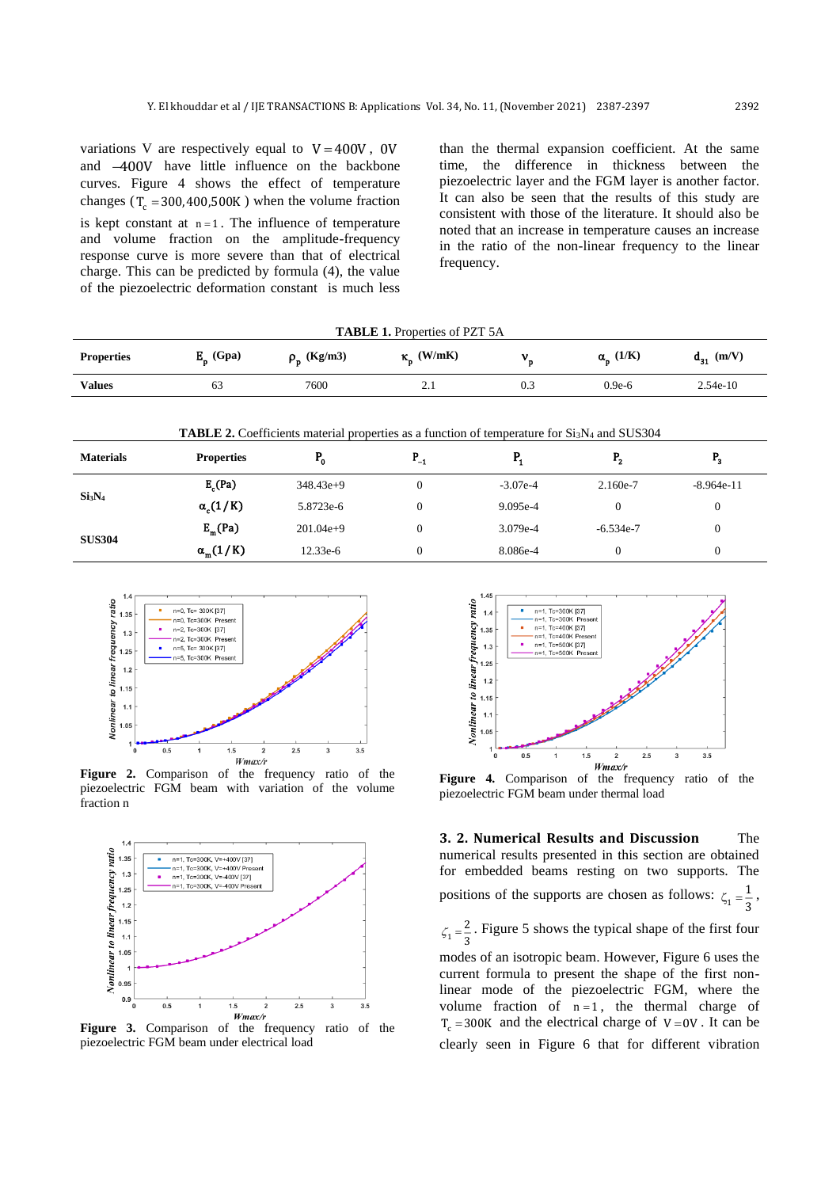variations V are respectively equal to $V = 400V$, $0V$ and $-400V$ have little influence on the backbone curves. Figure 4 shows the effect of temperature changes ($T_c = 300, 400, 500K$) when the volume fraction is kept constant at $n = 1$. The influence of temperature and volume fraction on the amplitude-frequency response curve is more severe than that of electrical charge. This can be predicted by formula (4), the value of the piezoelectric deformation constant is much less than the thermal expansion coefficient. At the same time, the difference in thickness between the piezoelectric layer and the FGM layer is another factor. It can also be seen that the results of this study are consistent with those of the literature. It should also be noted that an increase in temperature causes an increase in the ratio of the non-linear frequency to the linear frequency.

**TABLE 1.** Properties of PZT 5A

| Properties | $E_p$ (Gpa) | $\rho_p$ (Kg/m3) | $\kappa_p$ (W/mK) | $\nu_p$ | $\alpha_p$ (1/K) | $d_{31}$ (m/V) |
|---|---|---|---|---|---|---|
| **Values** | 63 | 7600 | 2.1 | 0.3 | 0.9e-6 | 2.54e-10 |

**TABLE 2.** Coefficients material properties as a function of temperature for $Si_3N_4$ and SUS304

| Materials | Properties | $P_0$ | $P_{-1}$ | $P_1$ | $P_2$ | $P_3$ |
|---|---|---|---|---|---|---|
| $Si_3N_4$ | $E_c$(Pa) | 348.43e+9 | 0 | -3.07e-4 | 2.160e-7 | -8.964e-11 |
| | $\alpha_c(1/K)$ | 5.8723e-6 | 0 | 9.095e-4 | 0 | 0 |
| SUS304 | $E_m$(Pa) | 201.04e+9 | 0 | 3.079e-4 | -6.534e-7 | 0 |
| | $\alpha_m(1/K)$ | 12.33e-6 | 0 | 8.086e-4 | 0 | 0 |

**Figure 2.** Comparison of the frequency ratio of the piezoelectric FGM beam with variation of the volume fraction n

**Figure 3.** Comparison of the frequency ratio of the piezoelectric FGM beam under electrical load

**Figure 4.** Comparison of the frequency ratio of the piezoelectric FGM beam under thermal load

**3. 2. Numerical Results and Discussion** The numerical results presented in this section are obtained for embedded beams resting on two supports. The positions of the supports are chosen as follows: $\zeta_1 = \frac{1}{3}$, $\zeta_1 = \frac{2}{3}$. Figure 5 shows the typical shape of the first four modes of an isotropic beam. However, Figure 6 uses the current formula to present the shape of the first non-linear mode of the piezoelectric FGM, where the volume fraction of $n = 1$, the thermal charge of $T_c = 300K$ and the electrical charge of $V = 0V$. It can be clearly seen in Figure 6 that for different vibration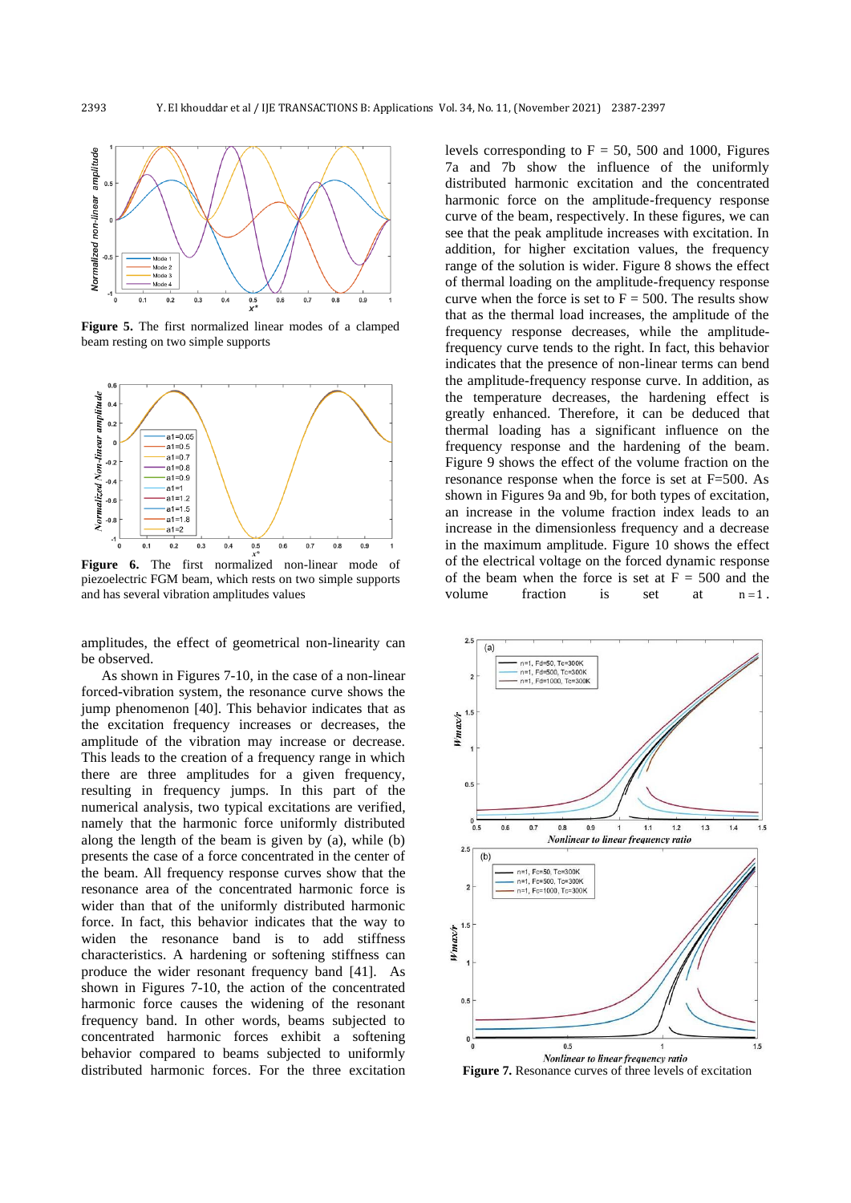Figure 5. The first normalized linear modes of a clamped beam resting on two simple supports

Figure 6. The first normalized non-linear mode of piezoelectric FGM beam, which rests on two simple supports and has several vibration amplitudes values

amplitudes, the effect of geometrical non-linearity can be observed.

As shown in Figures 7-10, in the case of a non-linear forced-vibration system, the resonance curve shows the jump phenomenon [40]. This behavior indicates that as the excitation frequency increases or decreases, the amplitude of the vibration may increase or decrease. This leads to the creation of a frequency range in which there are three amplitudes for a given frequency, resulting in frequency jumps. In this part of the numerical analysis, two typical excitations are verified, namely that the harmonic force uniformly distributed along the length of the beam is given by (a), while (b) presents the case of a force concentrated in the center of the beam. All frequency response curves show that the resonance area of the concentrated harmonic force is wider than that of the uniformly distributed harmonic force. In fact, this behavior indicates that the way to widen the resonance band is to add stiffness characteristics. A hardening or softening stiffness can produce the wider resonant frequency band [41]. As shown in Figures 7-10, the action of the concentrated harmonic force causes the widening of the resonant frequency band. In other words, beams subjected to concentrated harmonic forces exhibit a softening behavior compared to beams subjected to uniformly distributed harmonic forces. For the three excitation levels corresponding to F = 50, 500 and 1000, Figures 7a and 7b show the influence of the uniformly distributed harmonic excitation and the concentrated harmonic force on the amplitude-frequency response curve of the beam, respectively. In these figures, we can see that the peak amplitude increases with excitation. In addition, for higher excitation values, the frequency range of the solution is wider. Figure 8 shows the effect of thermal loading on the amplitude-frequency response curve when the force is set to F = 500. The results show that as the thermal load increases, the amplitude of the frequency response decreases, while the amplitude-frequency curve tends to the right. In fact, this behavior indicates that the presence of non-linear terms can bend the amplitude-frequency response curve. In addition, as the temperature decreases, the hardening effect is greatly enhanced. Therefore, it can be deduced that thermal loading has a significant influence on the frequency response and the hardening of the beam. Figure 9 shows the effect of the volume fraction on the resonance response when the force is set at F=500. As shown in Figures 9a and 9b, for both types of excitation, an increase in the volume fraction index leads to an increase in the dimensionless frequency and a decrease in the maximum amplitude. Figure 10 shows the effect of the electrical voltage on the forced dynamic response of the beam when the force is set at F = 500 and the volume fraction is set at $n = 1$.

Figure 7. Resonance curves of three levels of excitation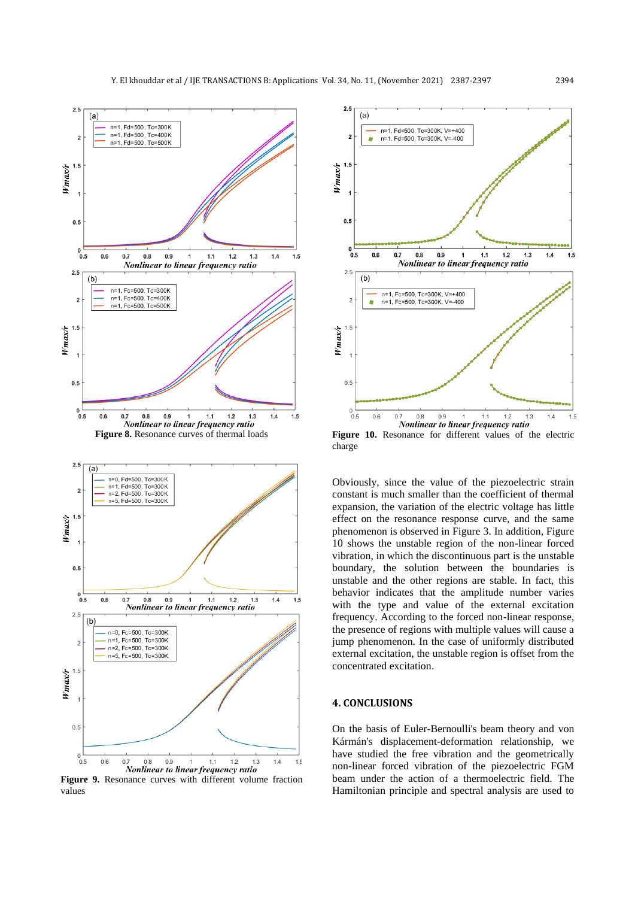**Figure 8.** Resonance curves of thermal loads

**Figure 9.** Resonance curves with different volume fraction values

**Figure 10.** Resonance for different values of the electric charge

Obviously, since the value of the piezoelectric strain constant is much smaller than the coefficient of thermal expansion, the variation of the electric voltage has little effect on the resonance response curve, and the same phenomenon is observed in Figure 3. In addition, Figure 10 shows the unstable region of the non-linear forced vibration, in which the discontinuous part is the unstable boundary, the solution between the boundaries is unstable and the other regions are stable. In fact, this behavior indicates that the amplitude number varies with the type and value of the external excitation frequency. According to the forced non-linear response, the presence of regions with multiple values will cause a jump phenomenon. In the case of uniformly distributed external excitation, the unstable region is offset from the concentrated excitation.

## 4. CONCLUSIONS

On the basis of Euler-Bernoulli's beam theory and von Kármán's displacement-deformation relationship, we have studied the free vibration and the geometrically non-linear forced vibration of the piezoelectric FGM beam under the action of a thermoelectric field. The Hamiltonian principle and spectral analysis are used to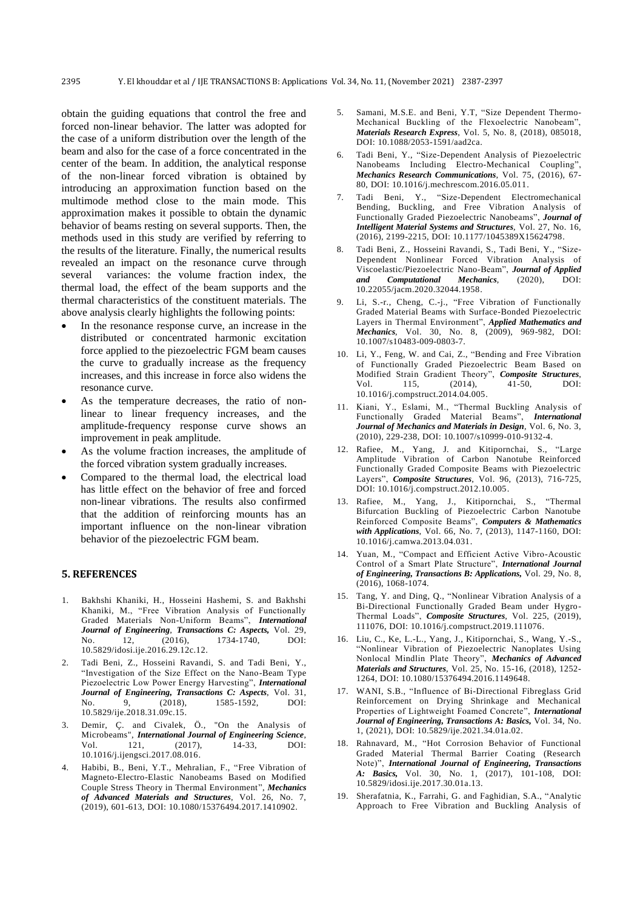obtain the guiding equations that control the free and forced non-linear behavior. The latter was adopted for the case of a uniform distribution over the length of the beam and also for the case of a force concentrated in the center of the beam. In addition, the analytical response of the non-linear forced vibration is obtained by introducing an approximation function based on the multimode method close to the main mode. This approximation makes it possible to obtain the dynamic behavior of beams resting on several supports. Then, the methods used in this study are verified by referring to the results of the literature. Finally, the numerical results revealed an impact on the resonance curve through several variances: the volume fraction index, the thermal load, the effect of the beam supports and the thermal characteristics of the constituent materials. The above analysis clearly highlights the following points:

- In the resonance response curve, an increase in the distributed or concentrated harmonic excitation force applied to the piezoelectric FGM beam causes the curve to gradually increase as the frequency increases, and this increase in force also widens the resonance curve.
- As the temperature decreases, the ratio of non-linear to linear frequency increases, and the amplitude-frequency response curve shows an improvement in peak amplitude.
- As the volume fraction increases, the amplitude of the forced vibration system gradually increases.
- Compared to the thermal load, the electrical load has little effect on the behavior of free and forced non-linear vibrations. The results also confirmed that the addition of reinforcing mounts has an important influence on the non-linear vibration behavior of the piezoelectric FGM beam.

## 5. REFERENCES

1. Bakhshi Khaniki, H., Hosseini Hashemi, S. and Bakhshi Khaniki, M., "Free Vibration Analysis of Functionally Graded Materials Non-Uniform Beams", ***International Journal of Engineering, Transactions C: Aspects,*** Vol. 29, No. 12, (2016), 1734-1740, DOI: 10.5829/idosi.ije.2016.29.12c.12.
2. Tadi Beni, Z., Hosseini Ravandi, S. and Tadi Beni, Y., "Investigation of the Size Effect on the Nano-Beam Type Piezoelectric Low Power Energy Harvesting", ***International Journal of Engineering, Transactions C: Aspects***, Vol. 31, No. 9, (2018), 1585-1592, DOI: 10.5829/ije.2018.31.09c.15.
3. Demir, Ç. and Civalek, Ö., "On the Analysis of Microbeams", ***International Journal of Engineering Science***, Vol. 121, (2017), 14-33, DOI: 10.1016/j.ijengsci.2017.08.016.
4. Habibi, B., Beni, Y.T., Mehralian, F., "Free Vibration of Magneto-Electro-Elastic Nanobeams Based on Modified Couple Stress Theory in Thermal Environment", ***Mechanics of Advanced Materials and Structures***, Vol. 26, No. 7, (2019), 601-613, DOI: 10.1080/15376494.2017.1410902.
5. Samani, M.S.E. and Beni, Y.T, "Size Dependent Thermo-Mechanical Buckling of the Flexoelectric Nanobeam", ***Materials Research Express***, Vol. 5, No. 8, (2018), 085018, DOI: 10.1088/2053-1591/aad2ca.
6. Tadi Beni, Y., "Size-Dependent Analysis of Piezoelectric Nanobeams Including Electro-Mechanical Coupling", ***Mechanics Research Communications***, Vol. 75, (2016), 67-80, DOI: 10.1016/j.mechrescom.2016.05.011.
7. Tadi Beni, Y., "Size-Dependent Electromechanical Bending, Buckling, and Free Vibration Analysis of Functionally Graded Piezoelectric Nanobeams", ***Journal of Intelligent Material Systems and Structures***, Vol. 27, No. 16, (2016), 2199-2215, DOI: 10.1177/1045389X15624798.
8. Tadi Beni, Z., Hosseini Ravandi, S., Tadi Beni, Y., "Size-Dependent Nonlinear Forced Vibration Analysis of Viscoelastic/Piezoelectric Nano-Beam", ***Journal of Applied and Computational Mechanics***, (2020), DOI: 10.22055/jacm.2020.32044.1958.
9. Li, S.-r., Cheng, C.-j., "Free Vibration of Functionally Graded Material Beams with Surface-Bonded Piezoelectric Layers in Thermal Environment", ***Applied Mathematics and Mechanics***, Vol. 30, No. 8, (2009), 969-982, DOI: 10.1007/s10483-009-0803-7.
10. Li, Y., Feng, W. and Cai, Z., "Bending and Free Vibration of Functionally Graded Piezoelectric Beam Based on Modified Strain Gradient Theory", ***Composite Structures***, Vol. 115, (2014), 41-50, DOI: 10.1016/j.compstruct.2014.04.005.
11. Kiani, Y., Eslami, M., "Thermal Buckling Analysis of Functionally Graded Material Beams", ***International Journal of Mechanics and Materials in Design***, Vol. 6, No. 3, (2010), 229-238, DOI: 10.1007/s10999-010-9132-4.
12. Rafiee, M., Yang, J. and Kitipornchai, S., "Large Amplitude Vibration of Carbon Nanotube Reinforced Functionally Graded Composite Beams with Piezoelectric Layers", ***Composite Structures***, Vol. 96, (2013), 716-725, DOI: 10.1016/j.compstruct.2012.10.005.
13. Rafiee, M., Yang, J., Kitipornchai, S., "Thermal Bifurcation Buckling of Piezoelectric Carbon Nanotube Reinforced Composite Beams", ***Computers & Mathematics with Applications***, Vol. 66, No. 7, (2013), 1147-1160, DOI: 10.1016/j.camwa.2013.04.031.
14. Yuan, M., "Compact and Efficient Active Vibro-Acoustic Control of a Smart Plate Structure", ***International Journal of Engineering, Transactions B: Applications,*** Vol. 29, No. 8, (2016), 1068-1074.
15. Tang, Y. and Ding, Q., "Nonlinear Vibration Analysis of a Bi-Directional Functionally Graded Beam under Hygro-Thermal Loads", ***Composite Structures***, Vol. 225, (2019), 111076, DOI: 10.1016/j.compstruct.2019.111076.
16. Liu, C., Ke, L.-L., Yang, J., Kitipornchai, S., Wang, Y.-S., "Nonlinear Vibration of Piezoelectric Nanoplates Using Nonlocal Mindlin Plate Theory", ***Mechanics of Advanced Materials and Structures***, Vol. 25, No. 15-16, (2018), 1252-1264, DOI: 10.1080/15376494.2016.1149648.
17. WANI, S.B., "Influence of Bi-Directional Fibreglass Grid Reinforcement on Drying Shrinkage and Mechanical Properties of Lightweight Foamed Concrete", ***International Journal of Engineering, Transactions A: Basics,*** Vol. 34, No. 1, (2021), DOI: 10.5829/ije.2021.34.01a.02.
18. Rahnavard, M., "Hot Corrosion Behavior of Functional Graded Material Thermal Barrier Coating (Research Note)", ***International Journal of Engineering, Transactions A: Basics,*** Vol. 30, No. 1, (2017), 101-108, DOI: 10.5829/idosi.ije.2017.30.01a.13.
19. Sherafatnia, K., Farrahi, G. and Faghidian, S.A., "Analytic Approach to Free Vibration and Buckling Analysis of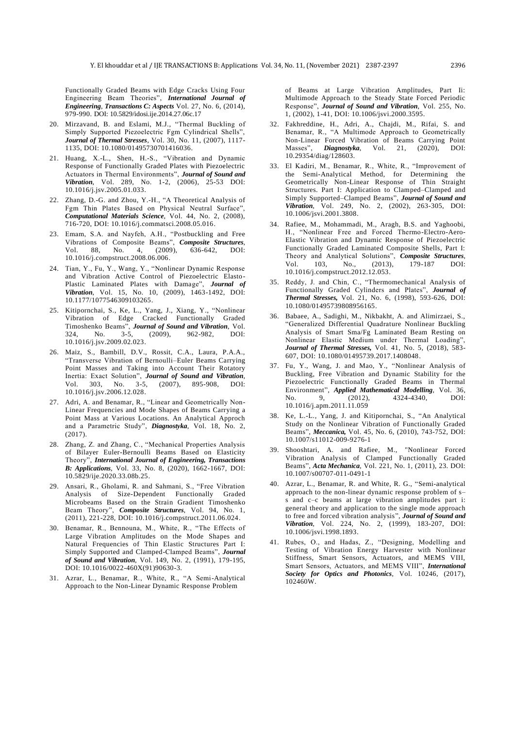Functionally Graded Beams with Edge Cracks Using Four Engineering Beam Theories", ***International Journal of Engineering, Transactions C: Aspects*** Vol. 27, No. 6, (2014), 979-990. DOI: 10.5829/idosi.ije.2014.27.06c.17

20. Mirzavand, B. and Eslami, M.J., "Thermal Buckling of Simply Supported Piezoelectric Fgm Cylindrical Shells", ***Journal of Thermal Stresses***, Vol. 30, No. 11, (2007), 1117-1135, DOI: 10.1080/01495730701416036.
21. Huang, X.-L., Shen, H.-S., "Vibration and Dynamic Response of Functionally Graded Plates with Piezoelectric Actuators in Thermal Environments", ***Journal of Sound and Vibration***, Vol. 289, No. 1-2, (2006), 25-53 DOI: 10.1016/j.jsv.2005.01.033.
22. Zhang, D.-G. and Zhou, Y.-H., "A Theoretical Analysis of Fgm Thin Plates Based on Physical Neutral Surface", ***Computational Materials Science***, Vol. 44, No. 2, (2008), 716-720, DOI: 10.1016/j.commatsci.2008.05.016.
23. Emam, S.A. and Nayfeh, A.H., "Postbuckling and Free Vibrations of Composite Beams", ***Composite Structures***, Vol. 88, No. 4, (2009), 636-642, DOI: 10.1016/j.compstruct.2008.06.006.
24. Tian, Y., Fu, Y., Wang, Y., "Nonlinear Dynamic Response and Vibration Active Control of Piezoelectric Elasto-Plastic Laminated Plates with Damage", ***Journal of Vibration***, Vol. 15, No. 10, (2009), 1463-1492, DOI: 10.1177/1077546309103265.
25. Kitipornchai, S., Ke, L., Yang, J., Xiang, Y., "Nonlinear Vibration of Edge Cracked Functionally Graded Timoshenko Beams", ***Journal of Sound and Vibration***, Vol. 324, No. 3-5, (2009), 962-982, DOI: 10.1016/j.jsv.2009.02.023.
26. Maiz, S., Bambill, D.V., Rossit, C.A., Laura, P.A.A., "Transverse Vibration of Bernoulli–Euler Beams Carrying Point Masses and Taking into Account Their Rotatory Inertia: Exact Solution", ***Journal of Sound and Vibration***, Vol. 303, No. 3-5, (2007), 895-908, DOI: 10.1016/j.jsv.2006.12.028.
27. Adri, A. and Benamar, R., "Linear and Geometrically Non-Linear Frequencies and Mode Shapes of Beams Carrying a Point Mass at Various Locations. An Analytical Approch and a Parametric Study", ***Diagnostyka***, Vol. 18, No. 2, (2017).
28. Zhang, Z. and Zhang, C., "Mechanical Properties Analysis of Bilayer Euler-Bernoulli Beams Based on Elasticity Theory", ***International Journal of Engineering, Transactions B: Applications***, Vol. 33, No. 8, (2020), 1662-1667, DOI: 10.5829/ije.2020.33.08b.25.
29. Ansari, R., Gholami, R. and Sahmani, S., "Free Vibration Analysis of Size-Dependent Functionally Graded Microbeams Based on the Strain Gradient Timoshenko Beam Theory", ***Composite Structures***, Vol. 94, No. 1, (2011), 221-228, DOI: 10.1016/j.compstruct.2011.06.024.
30. Benamar, R., Bennouna, M., White, R., "The Effects of Large Vibration Amplitudes on the Mode Shapes and Natural Frequencies of Thin Elastic Structures Part I: Simply Supported and Clamped-Clamped Beams", ***Journal of Sound and Vibration***, Vol. 149, No. 2, (1991), 179-195, DOI: 10.1016/0022-460X(91)90630-3.
31. Azrar, L., Benamar, R., White, R., "A Semi-Analytical Approach to the Non-Linear Dynamic Response Problem of Beams at Large Vibration Amplitudes, Part Ii: Multimode Approach to the Steady State Forced Periodic Response", ***Journal of Sound and Vibration***, Vol. 255, No. 1, (2002), 1-41, DOI: 10.1006/jsvi.2000.3595.
32. Fakhreddine, H., Adri, A., Chajdi, M., Rifai, S. and Benamar, R., "A Multimode Approach to Geometrically Non-Linear Forced Vibration of Beams Carrying Point Masses", ***Diagnostyka***, Vol. 21, (2020), DOI: 10.29354/diag/128603.
33. El Kadiri, M., Benamar, R., White, R., "Improvement of the Semi-Analytical Method, for Determining the Geometrically Non-Linear Response of Thin Straight Structures. Part I: Application to Clamped–Clamped and Simply Supported–Clamped Beams", ***Journal of Sound and Vibration***, Vol. 249, No. 2, (2002), 263-305, DOI: 10.1006/jsvi.2001.3808.
34. Rafiee, M., Mohammadi, M., Aragh, B.S. and Yaghoobi, H., "Nonlinear Free and Forced Thermo-Electro-Aero-Elastic Vibration and Dynamic Response of Piezoelectric Functionally Graded Laminated Composite Shells, Part I: Theory and Analytical Solutions", ***Composite Structures***, Vol. 103, No., (2013), 179-187 DOI: 10.1016/j.compstruct.2012.12.053.
35. Reddy, J. and Chin, C., "Thermomechanical Analysis of Functionally Graded Cylinders and Plates", ***Journal of Thermal Stresses,*** Vol. 21, No. 6, (1998), 593-626, DOI: 10.1080/01495739808956165.
36. Babaee, A., Sadighi, M., Nikbakht, A. and Alimirzaei, S., "Generalized Differential Quadrature Nonlinear Buckling Analysis of Smart Sma/Fg Laminated Beam Resting on Nonlinear Elastic Medium under Thermal Loading", ***Journal of Thermal Stresses,*** Vol. 41, No. 5, (2018), 583-607, DOI: 10.1080/01495739.2017.1408048.
37. Fu, Y., Wang, J. and Mao, Y., "Nonlinear Analysis of Buckling, Free Vibration and Dynamic Stability for the Piezoelectric Functionally Graded Beams in Thermal Environment", ***Applied Mathematical Modelling***, Vol. 36, No. 9, (2012), 4324-4340, DOI: 10.1016/j.apm.2011.11.059
38. Ke, L.-L., Yang, J. and Kitipornchai, S., "An Analytical Study on the Nonlinear Vibration of Functionally Graded Beams", ***Meccanica,*** Vol. 45, No. 6, (2010), 743-752, DOI: 10.1007/s11012-009-9276-1
39. Shooshtari, A. and Rafiee, M., "Nonlinear Forced Vibration Analysis of Clamped Functionally Graded Beams", ***Acta Mechanica***, Vol. 221, No. 1, (2011), 23. DOI: 10.1007/s00707-011-0491-1
40. Azrar, L., Benamar, R. and White, R. G., "Semi-analytical approach to the non-linear dynamic response problem of s–s and c–c beams at large vibration amplitudes part i: general theory and application to the single mode approach to free and forced vibration analysis", ***Journal of Sound and Vibration***, Vol. 224, No. 2, (1999), 183-207, DOI: 10.1006/jsvi.1998.1893.
41. Rubes, O., and Hadas, Z., "Designing, Modelling and Testing of Vibration Energy Harvester with Nonlinear Stiffness, Smart Sensors, Actuators, and MEMS VIII, Smart Sensors, Actuators, and MEMS VIII", ***International Society for Optics and Photonics***, Vol. 10246, (2017), 102460W.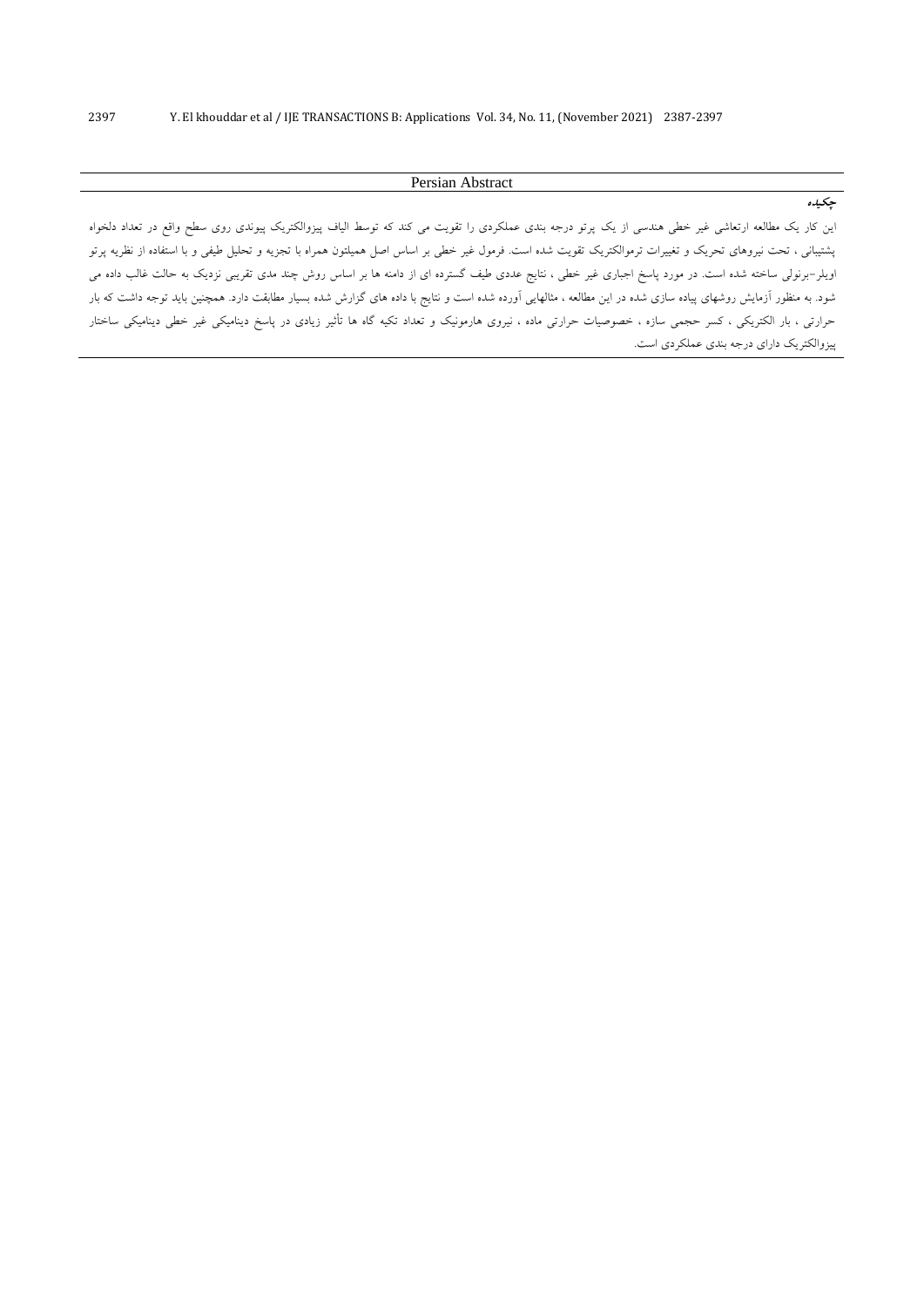## Persian Abstract

**چکیده**

این کار یک مطالعه ارتعاشی غیر خطی هندسی از یک پرتو درجه بندی عملکردی را تقویت می کند که توسط الیاف پیزوالکتریک پیوندی روی سطح واقع در تعداد دلخواه پشتیبانی ، تحت نیروهای تحریک و تغییرات ترموالکتریک تقویت شده است. فرمول غیر خطی بر اساس اصل همیلتون همراه با تجزیه و تحلیل طیفی و با استفاده از نظریه پرتو اویلر-برنولی ساخته شده است. در مورد پاسخ اجباری غیر خطی ، نتایج عددی طیف گسترده ای از دامنه ها بر اساس روش چند مدی تقریبی نزدیک به حالت غالب داده می شود. به منظور آزمایش روشهای پیاده سازی شده در این مطالعه ، مثالهایی آورده شده است و نتایج با داده های گزارش شده بسیار مطابقت دارد. همچنین باید توجه داشت که بار حرارتی ، بار الکتریکی ، کسر حجمی سازه ، خصوصیات حرارتی ماده ، نیروی هارمونیک و تعداد تکیه گاه ها تأثیر زیادی در پاسخ دینامیکی غیر خطی دینامیکی ساختار پیزوالکتریک دارای درجه بندی عملکردی است.